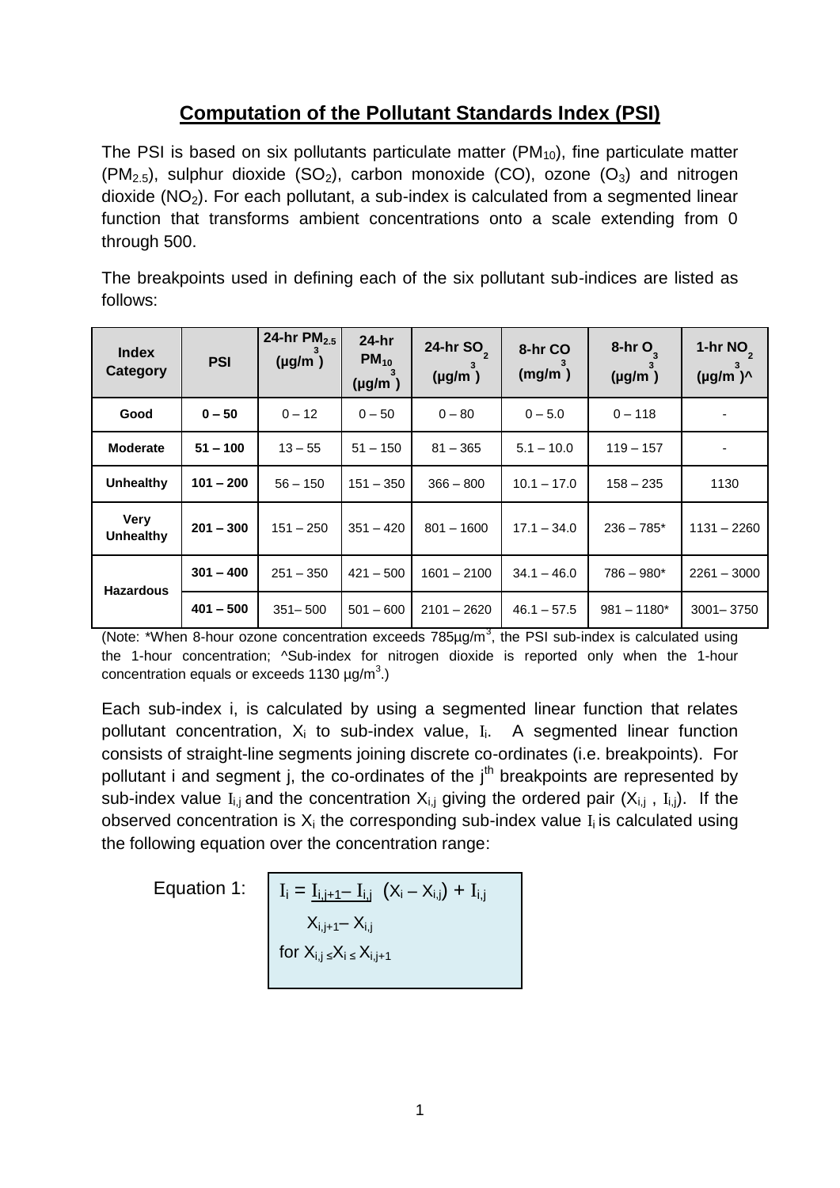# Computation of the Pollutant Standards Index (PSI)

The PSI is based on six pollutants particulate matter ($PM_{10}$), fine particulate matter ($PM_{2.5}$), sulphur dioxide ($SO_2$), carbon monoxide (CO), ozone ($O_3$) and nitrogen dioxide ($NO_2$). For each pollutant, a sub-index is calculated from a segmented linear function that transforms ambient concentrations onto a scale extending from 0 through 500.

The breakpoints used in defining each of the six pollutant sub-indices are listed as follows:

| Index Category | PSI | 24-hr $PM_{2.5}$ ($\mu g/m^3$) | 24-hr $PM_{10}$ ($\mu g/m^3$) | 24-hr $SO_2$ ($\mu g/m^3$) | 8-hr CO ($mg/m^3$) | 8-hr $O_3$ ($\mu g/m^3$) | 1-hr $NO_2$ ($\mu g/m^3$)^ |
|---|---|---|---|---|---|---|---|
| **Good** | **0 – 50** | 0 – 12 | 0 – 50 | 0 – 80 | 0 – 5.0 | 0 – 118 | - |
| **Moderate** | **51 – 100** | 13 – 55 | 51 – 150 | 81 – 365 | 5.1 – 10.0 | 119 – 157 | - |
| **Unhealthy** | **101 – 200** | 56 – 150 | 151 – 350 | 366 – 800 | 10.1 – 17.0 | 158 – 235 | 1130 |
| **Very Unhealthy** | **201 – 300** | 151 – 250 | 351 – 420 | 801 – 1600 | 17.1 – 34.0 | 236 – 785* | 1131 – 2260 |
| **Hazardous** | **301 – 400** | 251 – 350 | 421 – 500 | 1601 – 2100 | 34.1 – 46.0 | 786 – 980* | 2261 – 3000 |
| | **401 – 500** | 351– 500 | 501 – 600 | 2101 – 2620 | 46.1 – 57.5 | 981 – 1180* | 3001– 3750 |

(Note: *When 8-hour ozone concentration exceeds 785µg/m$^3$, the PSI sub-index is calculated using the 1-hour concentration; ^Sub-index for nitrogen dioxide is reported only when the 1-hour concentration equals or exceeds 1130 µg/m$^3$.)

Each sub-index i, is calculated by using a segmented linear function that relates pollutant concentration, $X_i$ to sub-index value, $I_i$. A segmented linear function consists of straight-line segments joining discrete co-ordinates (i.e. breakpoints). For pollutant i and segment j, the co-ordinates of the j$^{th}$ breakpoints are represented by sub-index value $I_{i,j}$ and the concentration $X_{i,j}$ giving the ordered pair ($X_{i,j}$ , $I_{i,j}$). If the observed concentration is $X_i$ the corresponding sub-index value $I_i$ is calculated using the following equation over the concentration range:

Equation 1:

$$I_i = \frac{I_{i,j+1} - I_{i,j}}{X_{i,j+1} - X_{i,j}} (X_i - X_{i,j}) + I_{i,j}$$

$$\text{for } X_{i,j} \leq X_i \leq X_{i,j+1}$$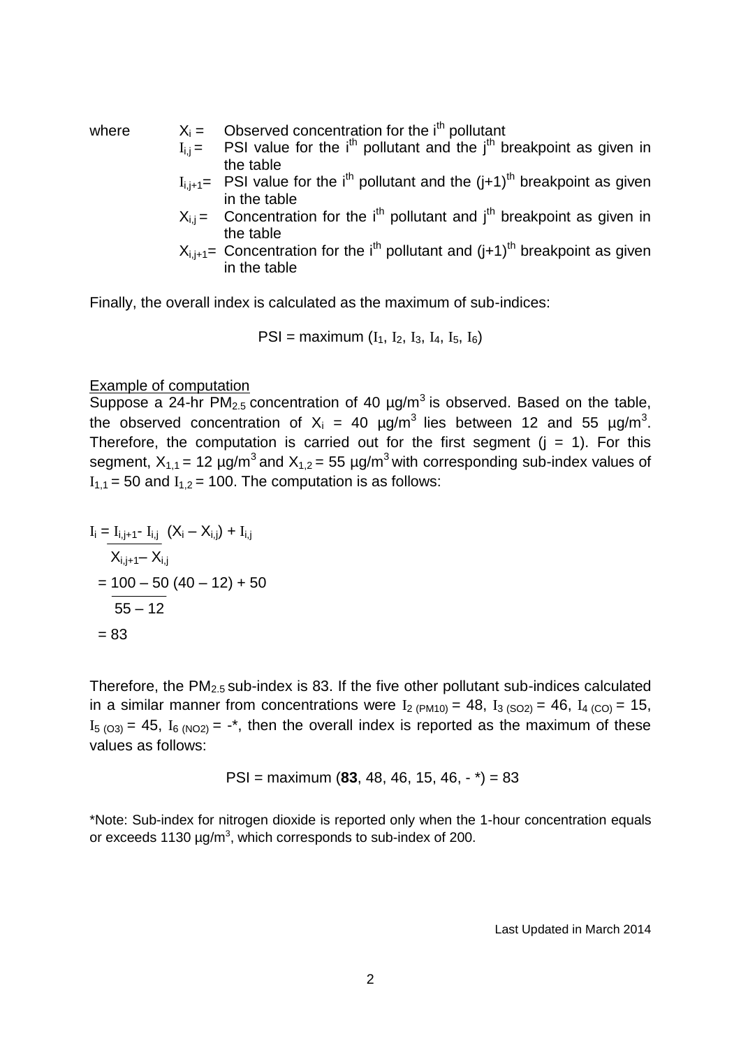where $X_i$ = Observed concentration for the $i^{th}$ pollutant

$I_{i,j}$ = PSI value for the $i^{th}$ pollutant and the $j^{th}$ breakpoint as given in the table

$I_{i,j+1}$= PSI value for the $i^{th}$ pollutant and the $(j+1)^{th}$ breakpoint as given in the table

$X_{i,j}$ = Concentration for the $i^{th}$ pollutant and $j^{th}$ breakpoint as given in the table

$X_{i,j+1}$= Concentration for the $i^{th}$ pollutant and $(j+1)^{th}$ breakpoint as given in the table

Finally, the overall index is calculated as the maximum of sub-indices:

$$\text{PSI} = \text{maximum}\ (I_1, I_2, I_3, I_4, I_5, I_6)$$

Example of computation

Suppose a 24-hr $PM_{2.5}$ concentration of 40 $\mu g/m^3$ is observed. Based on the table, the observed concentration of $X_i$ = 40 $\mu g/m^3$ lies between 12 and 55 $\mu g/m^3$. Therefore, the computation is carried out for the first segment (j = 1). For this segment, $X_{1,1}$ = 12 $\mu g/m^3$ and $X_{1,2}$ = 55 $\mu g/m^3$ with corresponding sub-index values of $I_{1,1}$ = 50 and $I_{1,2}$ = 100. The computation is as follows:

$$I_i = \frac{I_{i,j+1} - I_{i,j}}{X_{i,j+1} - X_{i,j}} (X_i - X_{i,j}) + I_{i,j}$$

$$= \frac{100 - 50}{55 - 12} (40 - 12) + 50$$

$$= 83$$

Therefore, the $PM_{2.5}$ sub-index is 83. If the five other pollutant sub-indices calculated in a similar manner from concentrations were $I_{2\ (PM10)}$ = 48, $I_{3\ (SO2)}$ = 46, $I_{4\ (CO)}$ = 15, $I_{5\ (O3)}$ = 45, $I_{6\ (NO2)}$ = -*, then the overall index is reported as the maximum of these values as follows:

PSI = maximum (**83**, 48, 46, 15, 46, - *) = 83

*Note: Sub-index for nitrogen dioxide is reported only when the 1-hour concentration equals or exceeds 1130 $\mu g/m^3$, which corresponds to sub-index of 200.

Last Updated in March 2014